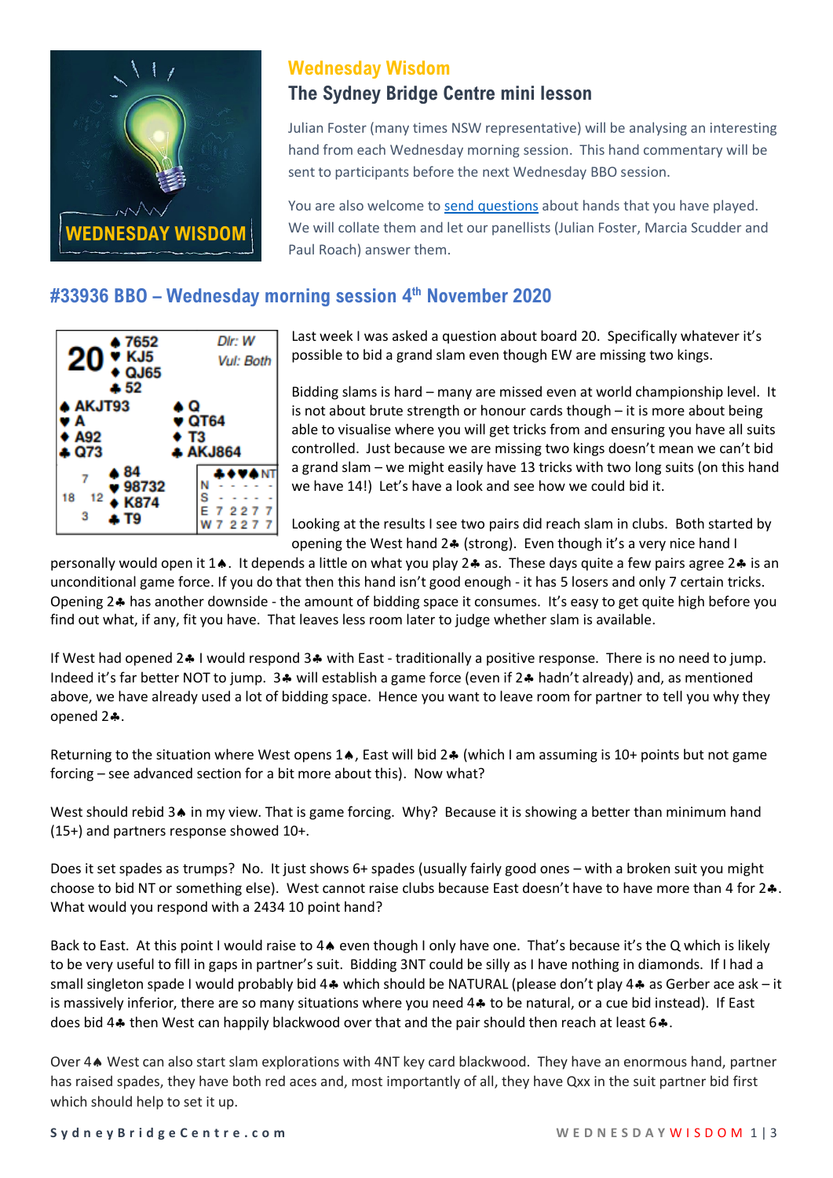# Wednesday Wisdom

## The Sydney Bridge Centre mini lesson

Julian Foster (many times NSW representative) will be analysing an interesting hand from each Wednesday morning session. This hand commentary will be sent to participants before the next Wednesday BBO session.

You are also welcome to send questions about hands that you have played. We will collate them and let our panellists (Julian Foster, Marcia Scudder and Paul Roach) answer them.

## #33936 BBO – Wednesday morning session 4th November 2020

**Board 20** — Dlr: W, Vul: Both

North: ♠ 7652 ♥ KJ5 ♦ QJ65 ♣ 52

West: ♠ AKJT93 ♥ A ♦ A92 ♣ Q73

East: ♠ Q ♥ QT64 ♦ T3 ♣ AKJ864

South: ♠ 84 ♥ 98732 ♦ K874 ♣ T9

HCP: N 7, E 12, S 3, W 18

| | ♣ | ♦ | ♥ | ♠ | NT |
|---|---|---|---|---|---|
| N | - | - | - | - | - |
| S | - | - | - | - | - |
| E | 7 | 2 | 2 | 7 | 7 |
| W | 7 | 2 | 2 | 7 | 7 |

Last week I was asked a question about board 20. Specifically whatever it's possible to bid a grand slam even though EW are missing two kings.

Bidding slams is hard – many are missed even at world championship level. It is not about brute strength or honour cards though – it is more about being able to visualise where you will get tricks from and ensuring you have all suits controlled. Just because we are missing two kings doesn't mean we can't bid a grand slam – we might easily have 13 tricks with two long suits (on this hand we have 14!) Let's have a look and see how we could bid it.

Looking at the results I see two pairs did reach slam in clubs. Both started by opening the West hand 2♣ (strong). Even though it's a very nice hand I personally would open it 1♠. It depends a little on what you play 2♣ as. These days quite a few pairs agree 2♣ is an unconditional game force. If you do that then this hand isn't good enough - it has 5 losers and only 7 certain tricks. Opening 2♣ has another downside - the amount of bidding space it consumes. It's easy to get quite high before you find out what, if any, fit you have. That leaves less room later to judge whether slam is available.

If West had opened 2♣ I would respond 3♣ with East - traditionally a positive response. There is no need to jump. Indeed it's far better NOT to jump. 3♣ will establish a game force (even if 2♣ hadn't already) and, as mentioned above, we have already used a lot of bidding space. Hence you want to leave room for partner to tell you why they opened 2♣.

Returning to the situation where West opens 1♠, East will bid 2♣ (which I am assuming is 10+ points but not game forcing – see advanced section for a bit more about this). Now what?

West should rebid 3♠ in my view. That is game forcing. Why? Because it is showing a better than minimum hand (15+) and partners response showed 10+.

Does it set spades as trumps? No. It just shows 6+ spades (usually fairly good ones – with a broken suit you might choose to bid NT or something else). West cannot raise clubs because East doesn't have to have more than 4 for 2♣. What would you respond with a 2434 10 point hand?

Back to East. At this point I would raise to 4♠ even though I only have one. That's because it's the Q which is likely to be very useful to fill in gaps in partner's suit. Bidding 3NT could be silly as I have nothing in diamonds. If I had a small singleton spade I would probably bid 4♣ which should be NATURAL (please don't play 4♣ as Gerber ace ask – it is massively inferior, there are so many situations where you need 4♣ to be natural, or a cue bid instead). If East does bid 4♣ then West can happily blackwood over that and the pair should then reach at least 6♣.

Over 4♠ West can also start slam explorations with 4NT key card blackwood. They have an enormous hand, partner has raised spades, they have both red aces and, most importantly of all, they have Qxx in the suit partner bid first which should help to set it up.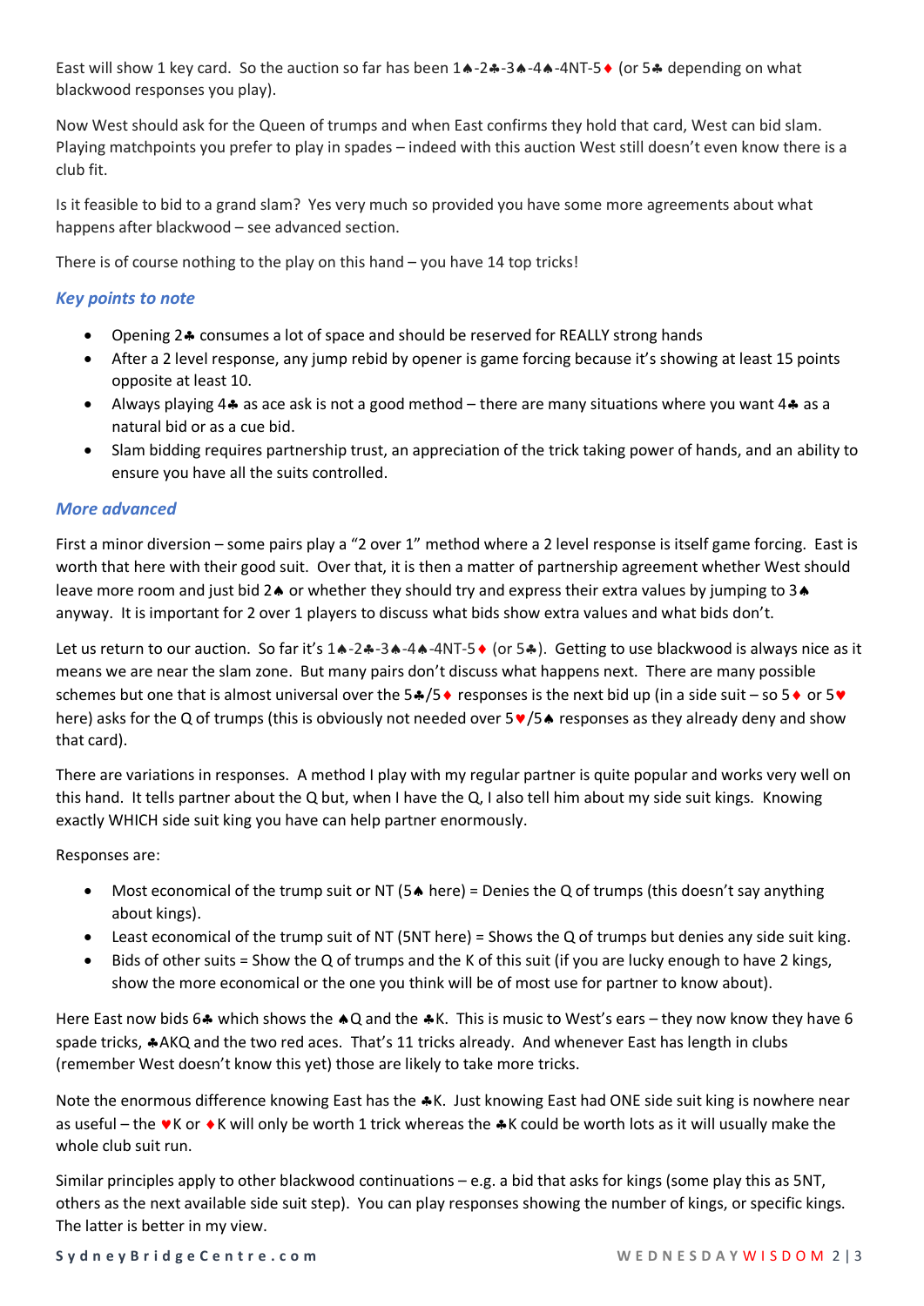East will show 1 key card. So the auction so far has been 1♠-2♣-3♠-4♠-4NT-5♦ (or 5♣ depending on what blackwood responses you play).

Now West should ask for the Queen of trumps and when East confirms they hold that card, West can bid slam. Playing matchpoints you prefer to play in spades – indeed with this auction West still doesn't even know there is a club fit.

Is it feasible to bid to a grand slam? Yes very much so provided you have some more agreements about what happens after blackwood – see advanced section.

There is of course nothing to the play on this hand – you have 14 top tricks!

### *Key points to note*

- Opening 2♣ consumes a lot of space and should be reserved for REALLY strong hands
- After a 2 level response, any jump rebid by opener is game forcing because it's showing at least 15 points opposite at least 10.
- Always playing 4♣ as ace ask is not a good method – there are many situations where you want 4♣ as a natural bid or as a cue bid.
- Slam bidding requires partnership trust, an appreciation of the trick taking power of hands, and an ability to ensure you have all the suits controlled.

### *More advanced*

First a minor diversion – some pairs play a "2 over 1" method where a 2 level response is itself game forcing. East is worth that here with their good suit. Over that, it is then a matter of partnership agreement whether West should leave more room and just bid 2♠ or whether they should try and express their extra values by jumping to 3♠ anyway. It is important for 2 over 1 players to discuss what bids show extra values and what bids don't.

Let us return to our auction. So far it's 1♠-2♣-3♠-4♠-4NT-5♦ (or 5♣). Getting to use blackwood is always nice as it means we are near the slam zone. But many pairs don't discuss what happens next. There are many possible schemes but one that is almost universal over the 5♣/5♦ responses is the next bid up (in a side suit – so 5♦ or 5♥ here) asks for the Q of trumps (this is obviously not needed over 5♥/5♠ responses as they already deny and show that card).

There are variations in responses. A method I play with my regular partner is quite popular and works very well on this hand. It tells partner about the Q but, when I have the Q, I also tell him about my side suit kings. Knowing exactly WHICH side suit king you have can help partner enormously.

Responses are:

- Most economical of the trump suit or NT (5♠ here) = Denies the Q of trumps (this doesn't say anything about kings).
- Least economical of the trump suit of NT (5NT here) = Shows the Q of trumps but denies any side suit king.
- Bids of other suits = Show the Q of trumps and the K of this suit (if you are lucky enough to have 2 kings, show the more economical or the one you think will be of most use for partner to know about).

Here East now bids 6♣ which shows the ♠Q and the ♣K. This is music to West's ears – they now know they have 6 spade tricks, ♣AKQ and the two red aces. That's 11 tricks already. And whenever East has length in clubs (remember West doesn't know this yet) those are likely to take more tricks.

Note the enormous difference knowing East has the ♣K. Just knowing East had ONE side suit king is nowhere near as useful – the ♥K or ♦K will only be worth 1 trick whereas the ♣K could be worth lots as it will usually make the whole club suit run.

Similar principles apply to other blackwood continuations – e.g. a bid that asks for kings (some play this as 5NT, others as the next available side suit step). You can play responses showing the number of kings, or specific kings. The latter is better in my view.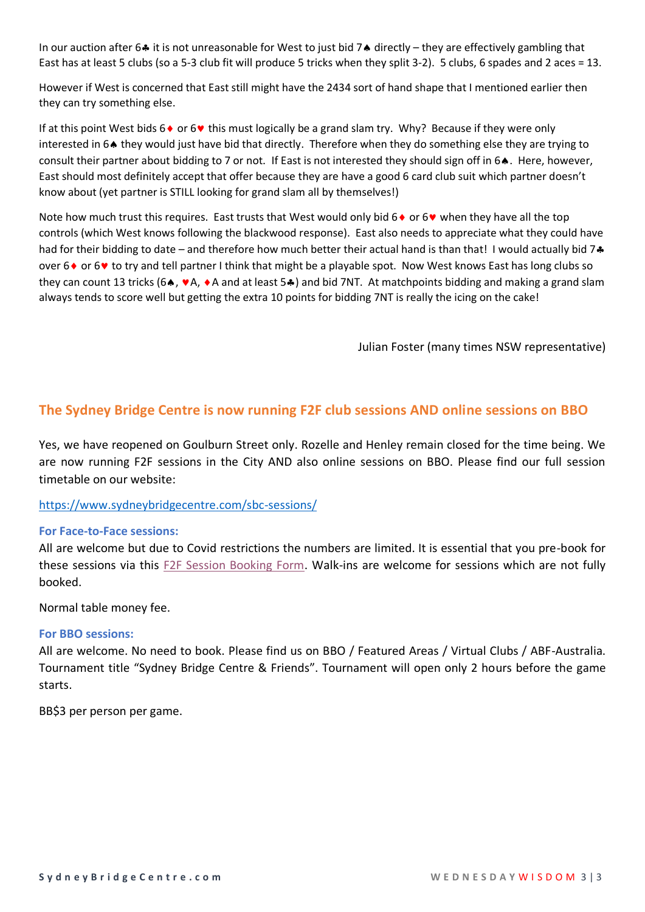In our auction after 6♣ it is not unreasonable for West to just bid 7♠ directly – they are effectively gambling that East has at least 5 clubs (so a 5-3 club fit will produce 5 tricks when they split 3-2). 5 clubs, 6 spades and 2 aces = 13.

However if West is concerned that East still might have the 2434 sort of hand shape that I mentioned earlier then they can try something else.

If at this point West bids 6♦ or 6♥ this must logically be a grand slam try. Why? Because if they were only interested in 6♠ they would just have bid that directly. Therefore when they do something else they are trying to consult their partner about bidding to 7 or not. If East is not interested they should sign off in 6♠. Here, however, East should most definitely accept that offer because they are have a good 6 card club suit which partner doesn't know about (yet partner is STILL looking for grand slam all by themselves!)

Note how much trust this requires. East trusts that West would only bid 6♦ or 6♥ when they have all the top controls (which West knows following the blackwood response). East also needs to appreciate what they could have had for their bidding to date – and therefore how much better their actual hand is than that! I would actually bid 7♣ over 6♦ or 6♥ to try and tell partner I think that might be a playable spot. Now West knows East has long clubs so they can count 13 tricks (6♠, ♥A, ♦A and at least 5♣) and bid 7NT. At matchpoints bidding and making a grand slam always tends to score well but getting the extra 10 points for bidding 7NT is really the icing on the cake!

Julian Foster (many times NSW representative)

## The Sydney Bridge Centre is now running F2F club sessions AND online sessions on BBO

Yes, we have reopened on Goulburn Street only. Rozelle and Henley remain closed for the time being. We are now running F2F sessions in the City AND also online sessions on BBO. Please find our full session timetable on our website:

https://www.sydneybridgecentre.com/sbc-sessions/

### For Face-to-Face sessions:

All are welcome but due to Covid restrictions the numbers are limited. It is essential that you pre-book for these sessions via this F2F Session Booking Form. Walk-ins are welcome for sessions which are not fully booked.

Normal table money fee.

### For BBO sessions:

All are welcome. No need to book. Please find us on BBO / Featured Areas / Virtual Clubs / ABF-Australia. Tournament title "Sydney Bridge Centre & Friends". Tournament will open only 2 hours before the game starts.

BB$3 per person per game.